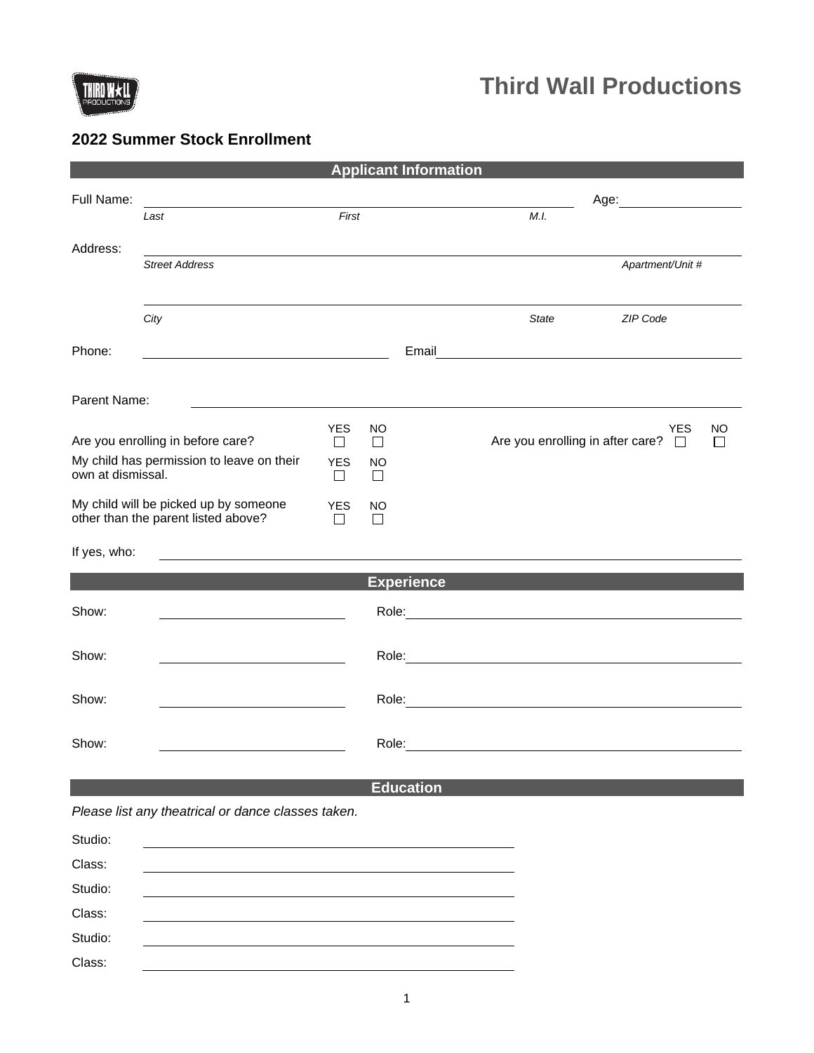# Third Wall Productions

## 2022 Summer Stock Enrollment

### Applicant Information

Full Name: ______________________________ Age: __________

*Last* *First* *M.I.*

Address: ______________________________

*Street Address* *Apartment/Unit #*

______________________________

*City* *State* *ZIP Code*

Phone: ______________________ Email ______________________

Parent Name: ______________________________

Are you enrolling in before care? YES ☐ NO ☐

Are you enrolling in after care? YES ☐ NO ☐

My child has permission to leave on their own at dismissal. YES ☐ NO ☐

My child will be picked up by someone other than the parent listed above? YES ☐ NO ☐

If yes, who: ______________________________

### Experience

Show: ______________ Role: ______________

Show: ______________ Role: ______________

Show: ______________ Role: ______________

Show: ______________ Role: ______________

### Education

*Please list any theatrical or dance classes taken.*

Studio: ______________________________

Class: ______________________________

Studio: ______________________________

Class: ______________________________

Studio: ______________________________

Class: ______________________________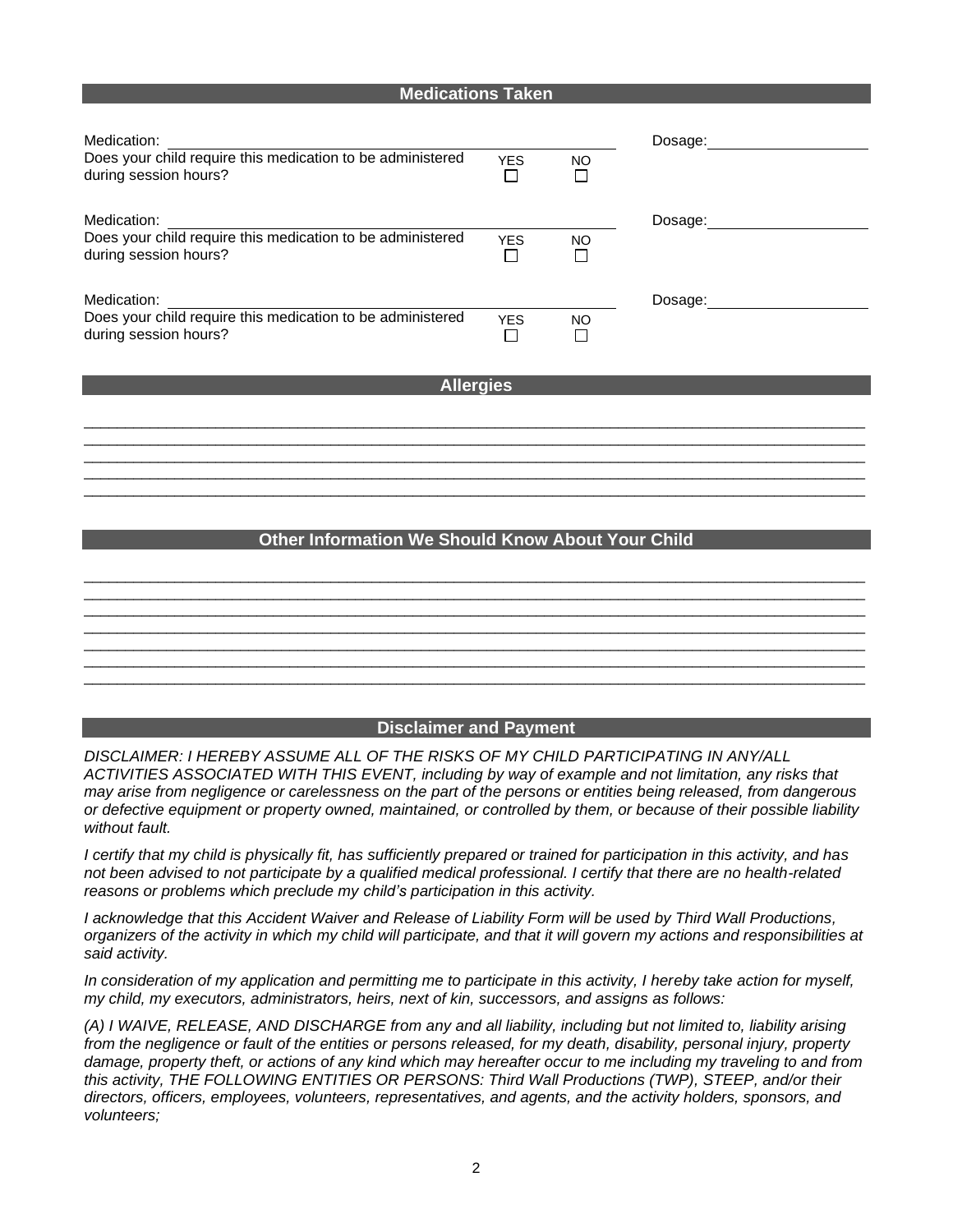## Medications Taken

Medication: ______________________________ Dosage: ____________

Does your child require this medication to be administered during session hours? YES ☐ NO ☐

Medication: ______________________________ Dosage: ____________

Does your child require this medication to be administered during session hours? YES ☐ NO ☐

Medication: ______________________________ Dosage: ____________

Does your child require this medication to be administered during session hours? YES ☐ NO ☐

## Allergies

____________________________________________________________________________________
____________________________________________________________________________________
____________________________________________________________________________________
____________________________________________________________________________________
____________________________________________________________________________________

## Other Information We Should Know About Your Child

____________________________________________________________________________________
____________________________________________________________________________________
____________________________________________________________________________________
____________________________________________________________________________________
____________________________________________________________________________________
____________________________________________________________________________________
____________________________________________________________________________________

## Disclaimer and Payment

*DISCLAIMER: I HEREBY ASSUME ALL OF THE RISKS OF MY CHILD PARTICIPATING IN ANY/ALL ACTIVITIES ASSOCIATED WITH THIS EVENT, including by way of example and not limitation, any risks that may arise from negligence or carelessness on the part of the persons or entities being released, from dangerous or defective equipment or property owned, maintained, or controlled by them, or because of their possible liability without fault.*

*I certify that my child is physically fit, has sufficiently prepared or trained for participation in this activity, and has not been advised to not participate by a qualified medical professional. I certify that there are no health-related reasons or problems which preclude my child's participation in this activity.*

*I acknowledge that this Accident Waiver and Release of Liability Form will be used by Third Wall Productions, organizers of the activity in which my child will participate, and that it will govern my actions and responsibilities at said activity.*

*In consideration of my application and permitting me to participate in this activity, I hereby take action for myself, my child, my executors, administrators, heirs, next of kin, successors, and assigns as follows:*

*(A) I WAIVE, RELEASE, AND DISCHARGE from any and all liability, including but not limited to, liability arising from the negligence or fault of the entities or persons released, for my death, disability, personal injury, property damage, property theft, or actions of any kind which may hereafter occur to me including my traveling to and from this activity, THE FOLLOWING ENTITIES OR PERSONS: Third Wall Productions (TWP), STEEP, and/or their directors, officers, employees, volunteers, representatives, and agents, and the activity holders, sponsors, and volunteers;*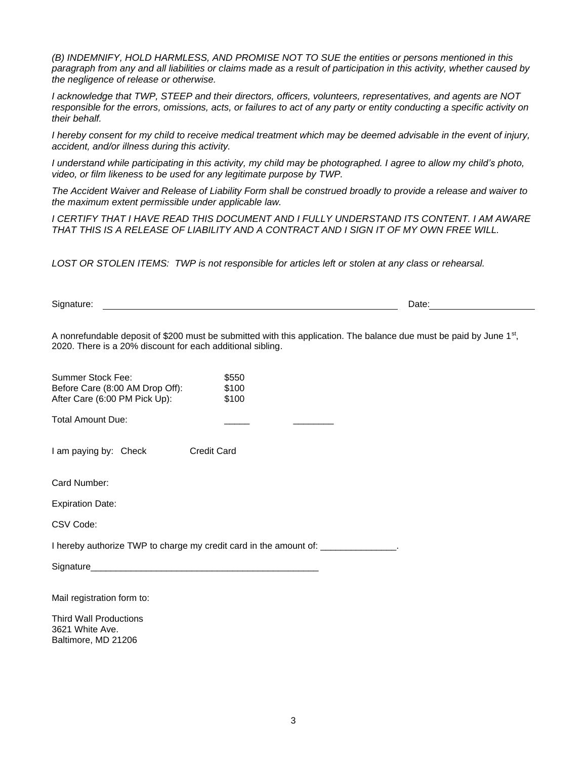*(B) INDEMNIFY, HOLD HARMLESS, AND PROMISE NOT TO SUE the entities or persons mentioned in this paragraph from any and all liabilities or claims made as a result of participation in this activity, whether caused by the negligence of release or otherwise.*

*I acknowledge that TWP, STEEP and their directors, officers, volunteers, representatives, and agents are NOT responsible for the errors, omissions, acts, or failures to act of any party or entity conducting a specific activity on their behalf.*

*I hereby consent for my child to receive medical treatment which may be deemed advisable in the event of injury, accident, and/or illness during this activity.*

*I understand while participating in this activity, my child may be photographed. I agree to allow my child's photo, video, or film likeness to be used for any legitimate purpose by TWP.*

*The Accident Waiver and Release of Liability Form shall be construed broadly to provide a release and waiver to the maximum extent permissible under applicable law.*

*I CERTIFY THAT I HAVE READ THIS DOCUMENT AND I FULLY UNDERSTAND ITS CONTENT. I AM AWARE THAT THIS IS A RELEASE OF LIABILITY AND A CONTRACT AND I SIGN IT OF MY OWN FREE WILL.*

*LOST OR STOLEN ITEMS: TWP is not responsible for articles left or stolen at any class or rehearsal.*

Signature: ____________________________________________ Date: ________________

A nonrefundable deposit of $200 must be submitted with this application. The balance due must be paid by June 1st, 2020. There is a 20% discount for each additional sibling.

| | |
|---|---|
| Summer Stock Fee: | $550 |
| Before Care (8:00 AM Drop Off): | $100 |
| After Care (6:00 PM Pick Up): | $100 |

Total Amount Due: _____ ________

I am paying by: Check Credit Card

Card Number:

Expiration Date:

CSV Code:

I hereby authorize TWP to charge my credit card in the amount of: _______________.

Signature_______________________________________________

Mail registration form to:

Third Wall Productions
3621 White Ave.
Baltimore, MD 21206